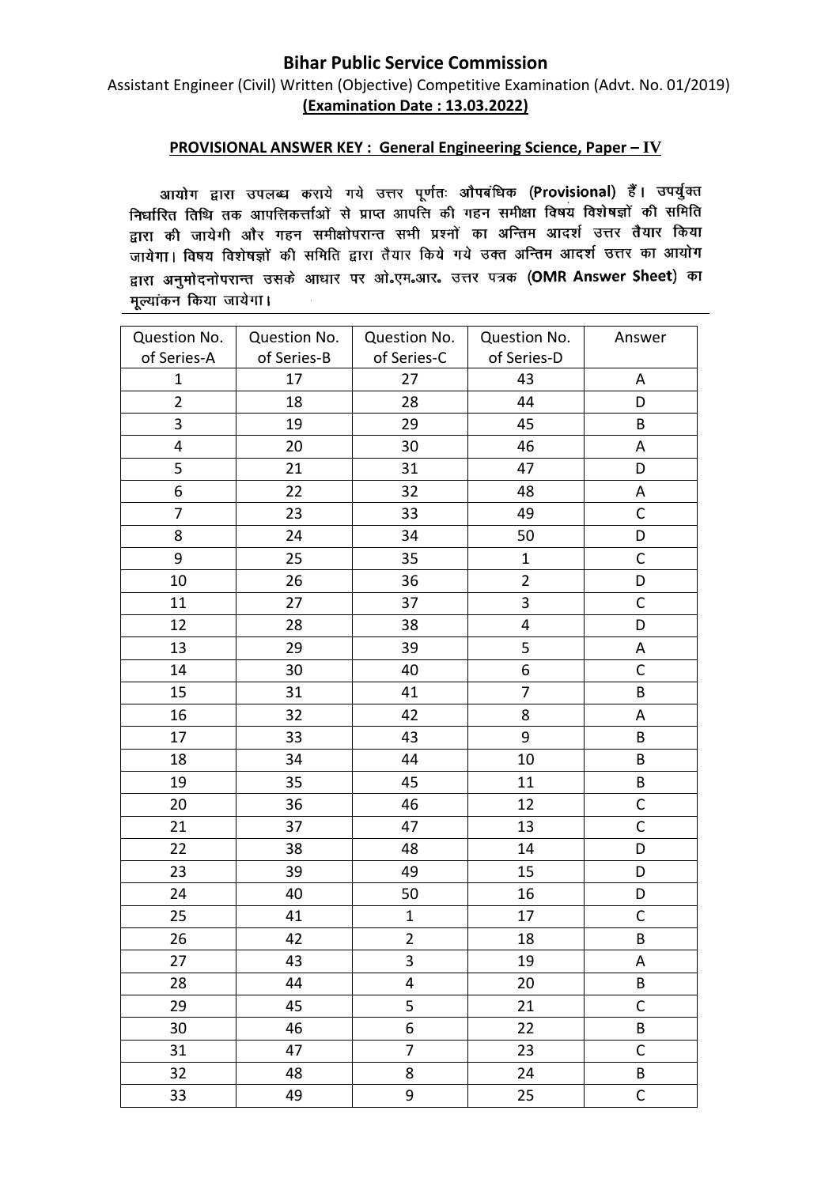# Bihar Public Service Commission

Assistant Engineer (Civil) Written (Objective) Competitive Examination (Advt. No. 01/2019)

**(Examination Date : 13.03.2022)**

**PROVISIONAL ANSWER KEY : General Engineering Science, Paper – IV**

आयोग द्वारा उपलब्ध कराये गये उत्तर पूर्णतः **औपबंधिक (Provisional)** हैं। उपर्युक्त निर्धारित तिथि तक आपत्तिकर्त्ताओं से प्राप्त आपत्ति की गहन समीक्षा विषय विशेषज्ञों की समिति द्वारा की जायेगी और गहन समीक्षोपरान्त सभी प्रश्नों का अन्तिम आदर्श उत्तर तैयार किया जायेगा। विषय विशेषज्ञों की समिति द्वारा तैयार किये गये उक्त अन्तिम आदर्श उत्तर का आयोग द्वारा अनुमोदनोपरान्त उसके आधार पर ओ॰एम॰आर॰ उत्तर पत्रक (**OMR Answer Sheet**) का मूल्यांकन किया जायेगा।

| Question No. of Series-A | Question No. of Series-B | Question No. of Series-C | Question No. of Series-D | Answer |
|---|---|---|---|---|
| 1 | 17 | 27 | 43 | A |
| 2 | 18 | 28 | 44 | D |
| 3 | 19 | 29 | 45 | B |
| 4 | 20 | 30 | 46 | A |
| 5 | 21 | 31 | 47 | D |
| 6 | 22 | 32 | 48 | A |
| 7 | 23 | 33 | 49 | C |
| 8 | 24 | 34 | 50 | D |
| 9 | 25 | 35 | 1 | C |
| 10 | 26 | 36 | 2 | D |
| 11 | 27 | 37 | 3 | C |
| 12 | 28 | 38 | 4 | D |
| 13 | 29 | 39 | 5 | A |
| 14 | 30 | 40 | 6 | C |
| 15 | 31 | 41 | 7 | B |
| 16 | 32 | 42 | 8 | A |
| 17 | 33 | 43 | 9 | B |
| 18 | 34 | 44 | 10 | B |
| 19 | 35 | 45 | 11 | B |
| 20 | 36 | 46 | 12 | C |
| 21 | 37 | 47 | 13 | C |
| 22 | 38 | 48 | 14 | D |
| 23 | 39 | 49 | 15 | D |
| 24 | 40 | 50 | 16 | D |
| 25 | 41 | 1 | 17 | C |
| 26 | 42 | 2 | 18 | B |
| 27 | 43 | 3 | 19 | A |
| 28 | 44 | 4 | 20 | B |
| 29 | 45 | 5 | 21 | C |
| 30 | 46 | 6 | 22 | B |
| 31 | 47 | 7 | 23 | C |
| 32 | 48 | 8 | 24 | B |
| 33 | 49 | 9 | 25 | C |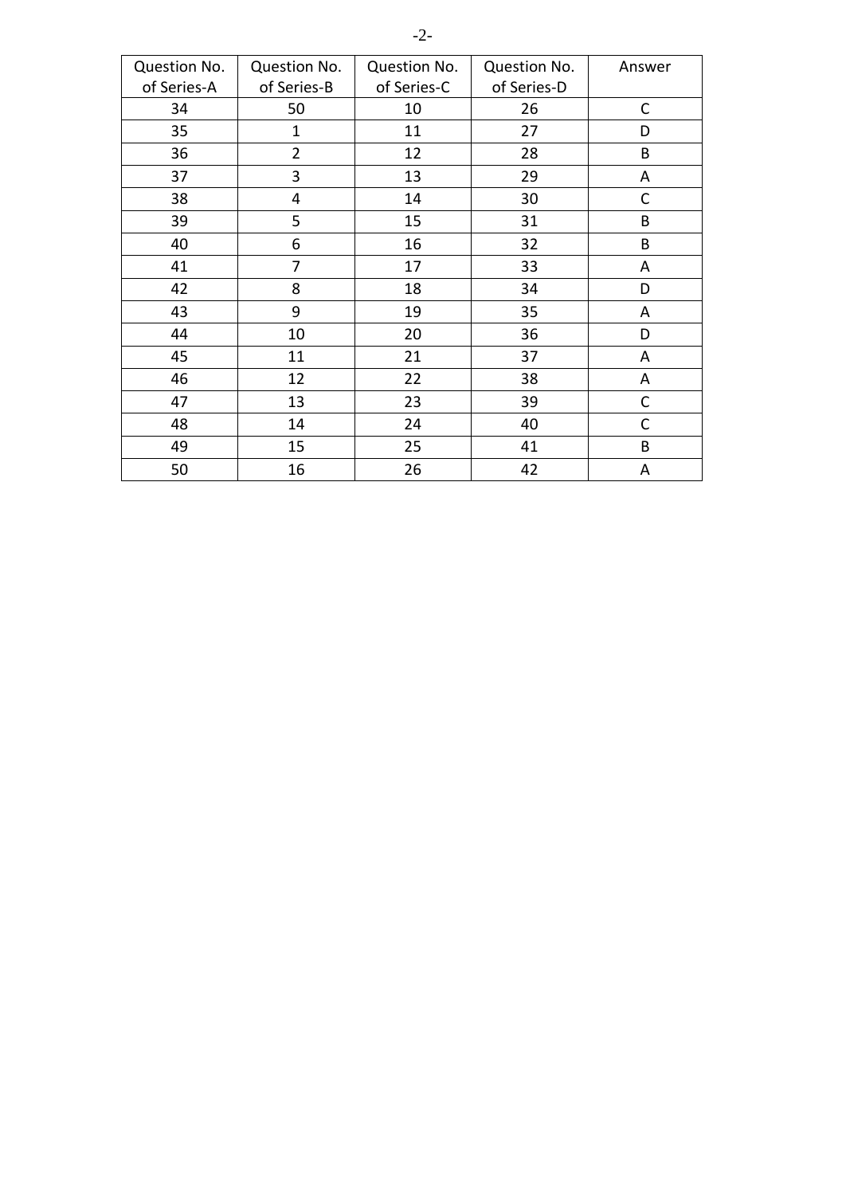| Question No. of Series-A | Question No. of Series-B | Question No. of Series-C | Question No. of Series-D | Answer |
|---|---|---|---|---|
| 34 | 50 | 10 | 26 | C |
| 35 | 1 | 11 | 27 | D |
| 36 | 2 | 12 | 28 | B |
| 37 | 3 | 13 | 29 | A |
| 38 | 4 | 14 | 30 | C |
| 39 | 5 | 15 | 31 | B |
| 40 | 6 | 16 | 32 | B |
| 41 | 7 | 17 | 33 | A |
| 42 | 8 | 18 | 34 | D |
| 43 | 9 | 19 | 35 | A |
| 44 | 10 | 20 | 36 | D |
| 45 | 11 | 21 | 37 | A |
| 46 | 12 | 22 | 38 | A |
| 47 | 13 | 23 | 39 | C |
| 48 | 14 | 24 | 40 | C |
| 49 | 15 | 25 | 41 | B |
| 50 | 16 | 26 | 42 | A |